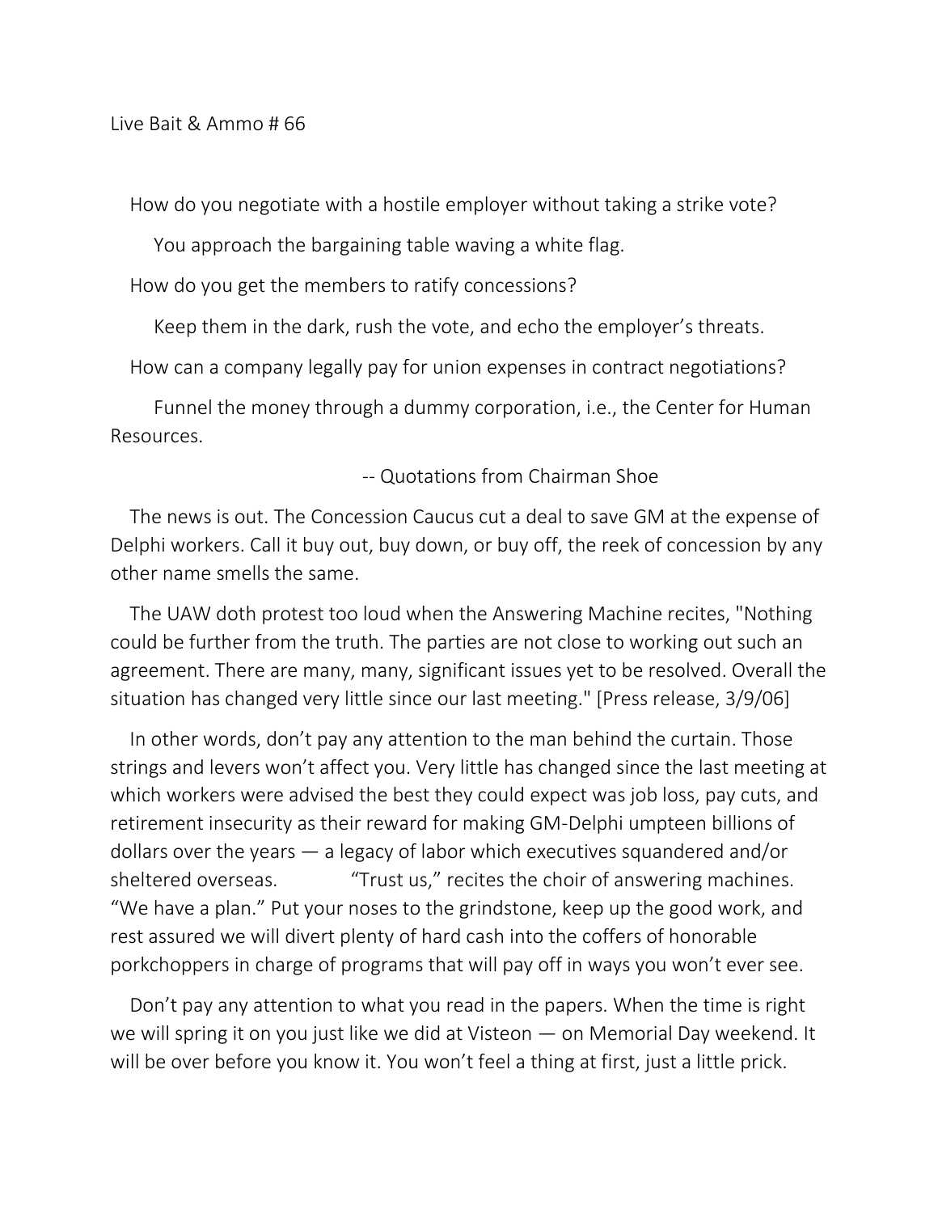Live Bait & Ammo # 66

How do you negotiate with a hostile employer without taking a strike vote?

> You approach the bargaining table waving a white flag.

How do you get the members to ratify concessions?

> Keep them in the dark, rush the vote, and echo the employer's threats.

How can a company legally pay for union expenses in contract negotiations?

> Funnel the money through a dummy corporation, i.e., the Center for Human Resources.

-- Quotations from Chairman Shoe

The news is out. The Concession Caucus cut a deal to save GM at the expense of Delphi workers. Call it buy out, buy down, or buy off, the reek of concession by any other name smells the same.

The UAW doth protest too loud when the Answering Machine recites, "Nothing could be further from the truth. The parties are not close to working out such an agreement. There are many, many, significant issues yet to be resolved. Overall the situation has changed very little since our last meeting." [Press release, 3/9/06]

In other words, don't pay any attention to the man behind the curtain. Those strings and levers won't affect you. Very little has changed since the last meeting at which workers were advised the best they could expect was job loss, pay cuts, and retirement insecurity as their reward for making GM-Delphi umpteen billions of dollars over the years — a legacy of labor which executives squandered and/or sheltered overseas. "Trust us," recites the choir of answering machines. "We have a plan." Put your noses to the grindstone, keep up the good work, and rest assured we will divert plenty of hard cash into the coffers of honorable porkchoppers in charge of programs that will pay off in ways you won't ever see.

Don't pay any attention to what you read in the papers. When the time is right we will spring it on you just like we did at Visteon — on Memorial Day weekend. It will be over before you know it. You won't feel a thing at first, just a little prick.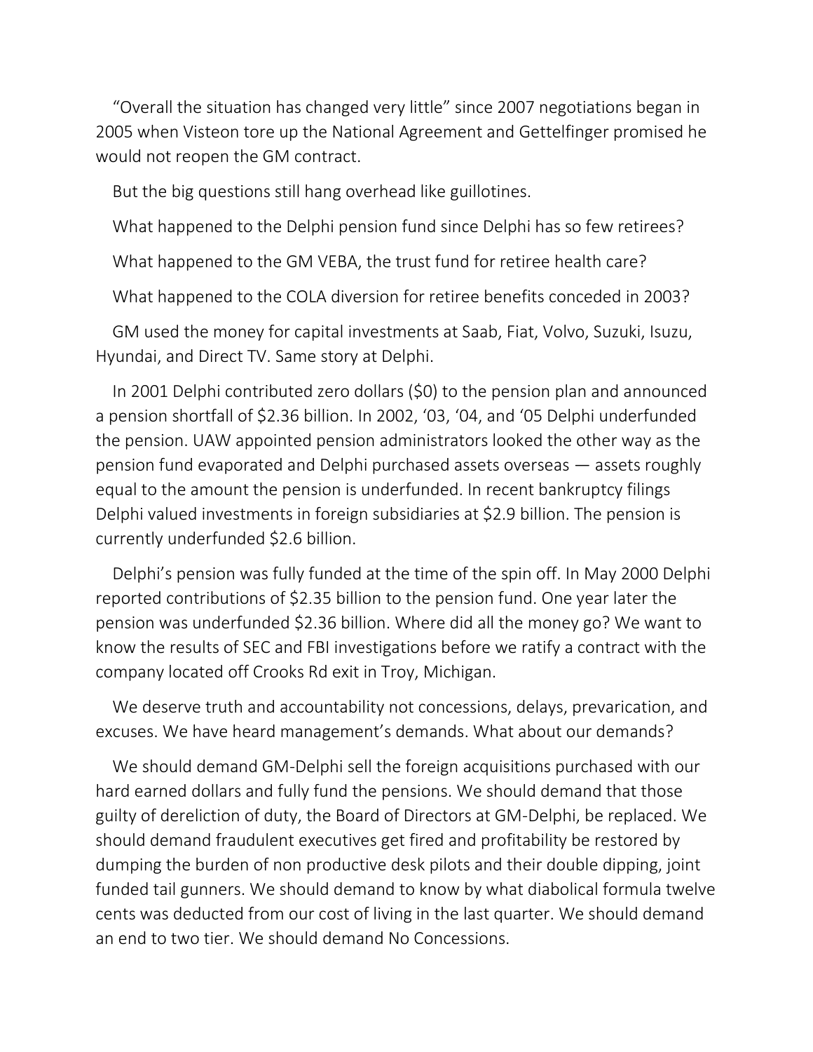"Overall the situation has changed very little" since 2007 negotiations began in 2005 when Visteon tore up the National Agreement and Gettelfinger promised he would not reopen the GM contract.

But the big questions still hang overhead like guillotines.

What happened to the Delphi pension fund since Delphi has so few retirees?

What happened to the GM VEBA, the trust fund for retiree health care?

What happened to the COLA diversion for retiree benefits conceded in 2003?

GM used the money for capital investments at Saab, Fiat, Volvo, Suzuki, Isuzu, Hyundai, and Direct TV. Same story at Delphi.

In 2001 Delphi contributed zero dollars ($0) to the pension plan and announced a pension shortfall of $2.36 billion. In 2002, '03, '04, and '05 Delphi underfunded the pension. UAW appointed pension administrators looked the other way as the pension fund evaporated and Delphi purchased assets overseas — assets roughly equal to the amount the pension is underfunded. In recent bankruptcy filings Delphi valued investments in foreign subsidiaries at $2.9 billion. The pension is currently underfunded $2.6 billion.

Delphi's pension was fully funded at the time of the spin off. In May 2000 Delphi reported contributions of $2.35 billion to the pension fund. One year later the pension was underfunded $2.36 billion. Where did all the money go? We want to know the results of SEC and FBI investigations before we ratify a contract with the company located off Crooks Rd exit in Troy, Michigan.

We deserve truth and accountability not concessions, delays, prevarication, and excuses. We have heard management's demands. What about our demands?

We should demand GM-Delphi sell the foreign acquisitions purchased with our hard earned dollars and fully fund the pensions. We should demand that those guilty of dereliction of duty, the Board of Directors at GM-Delphi, be replaced. We should demand fraudulent executives get fired and profitability be restored by dumping the burden of non productive desk pilots and their double dipping, joint funded tail gunners. We should demand to know by what diabolical formula twelve cents was deducted from our cost of living in the last quarter. We should demand an end to two tier. We should demand No Concessions.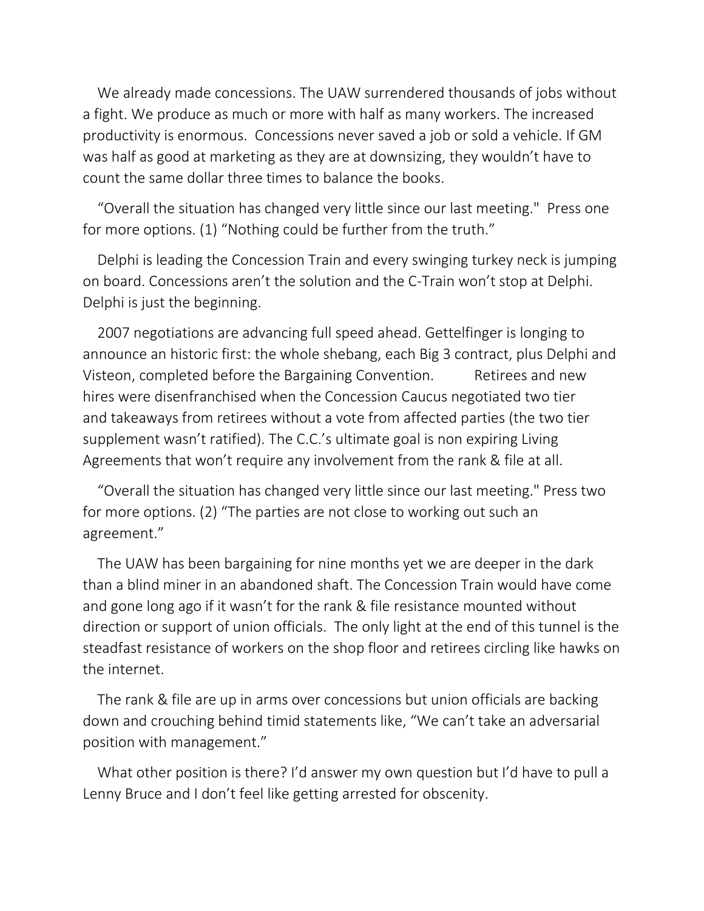We already made concessions. The UAW surrendered thousands of jobs without a fight. We produce as much or more with half as many workers. The increased productivity is enormous. Concessions never saved a job or sold a vehicle. If GM was half as good at marketing as they are at downsizing, they wouldn't have to count the same dollar three times to balance the books.

"Overall the situation has changed very little since our last meeting." Press one for more options. (1) "Nothing could be further from the truth."

Delphi is leading the Concession Train and every swinging turkey neck is jumping on board. Concessions aren't the solution and the C-Train won't stop at Delphi. Delphi is just the beginning.

2007 negotiations are advancing full speed ahead. Gettelfinger is longing to announce an historic first: the whole shebang, each Big 3 contract, plus Delphi and Visteon, completed before the Bargaining Convention. Retirees and new hires were disenfranchised when the Concession Caucus negotiated two tier and takeaways from retirees without a vote from affected parties (the two tier supplement wasn't ratified). The C.C.'s ultimate goal is non expiring Living Agreements that won't require any involvement from the rank & file at all.

"Overall the situation has changed very little since our last meeting." Press two for more options. (2) "The parties are not close to working out such an agreement."

The UAW has been bargaining for nine months yet we are deeper in the dark than a blind miner in an abandoned shaft. The Concession Train would have come and gone long ago if it wasn't for the rank & file resistance mounted without direction or support of union officials. The only light at the end of this tunnel is the steadfast resistance of workers on the shop floor and retirees circling like hawks on the internet.

The rank & file are up in arms over concessions but union officials are backing down and crouching behind timid statements like, "We can't take an adversarial position with management."

What other position is there? I'd answer my own question but I'd have to pull a Lenny Bruce and I don't feel like getting arrested for obscenity.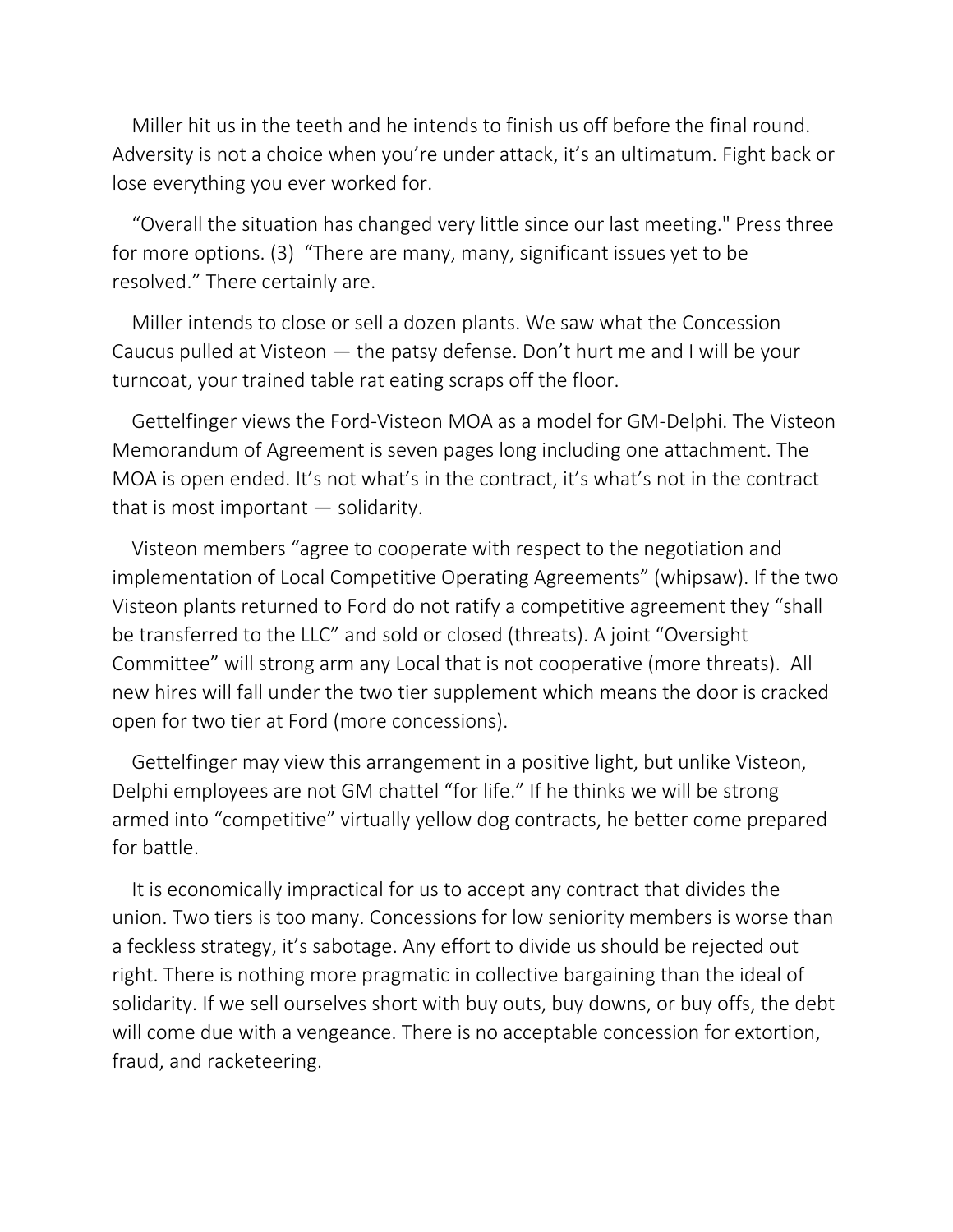Miller hit us in the teeth and he intends to finish us off before the final round. Adversity is not a choice when you're under attack, it's an ultimatum. Fight back or lose everything you ever worked for.

"Overall the situation has changed very little since our last meeting." Press three for more options. (3) "There are many, many, significant issues yet to be resolved." There certainly are.

Miller intends to close or sell a dozen plants. We saw what the Concession Caucus pulled at Visteon — the patsy defense. Don't hurt me and I will be your turncoat, your trained table rat eating scraps off the floor.

Gettelfinger views the Ford-Visteon MOA as a model for GM-Delphi. The Visteon Memorandum of Agreement is seven pages long including one attachment. The MOA is open ended. It's not what's in the contract, it's what's not in the contract that is most important — solidarity.

Visteon members "agree to cooperate with respect to the negotiation and implementation of Local Competitive Operating Agreements" (whipsaw). If the two Visteon plants returned to Ford do not ratify a competitive agreement they "shall be transferred to the LLC" and sold or closed (threats). A joint "Oversight Committee" will strong arm any Local that is not cooperative (more threats). All new hires will fall under the two tier supplement which means the door is cracked open for two tier at Ford (more concessions).

Gettelfinger may view this arrangement in a positive light, but unlike Visteon, Delphi employees are not GM chattel "for life." If he thinks we will be strong armed into "competitive" virtually yellow dog contracts, he better come prepared for battle.

It is economically impractical for us to accept any contract that divides the union. Two tiers is too many. Concessions for low seniority members is worse than a feckless strategy, it's sabotage. Any effort to divide us should be rejected out right. There is nothing more pragmatic in collective bargaining than the ideal of solidarity. If we sell ourselves short with buy outs, buy downs, or buy offs, the debt will come due with a vengeance. There is no acceptable concession for extortion, fraud, and racketeering.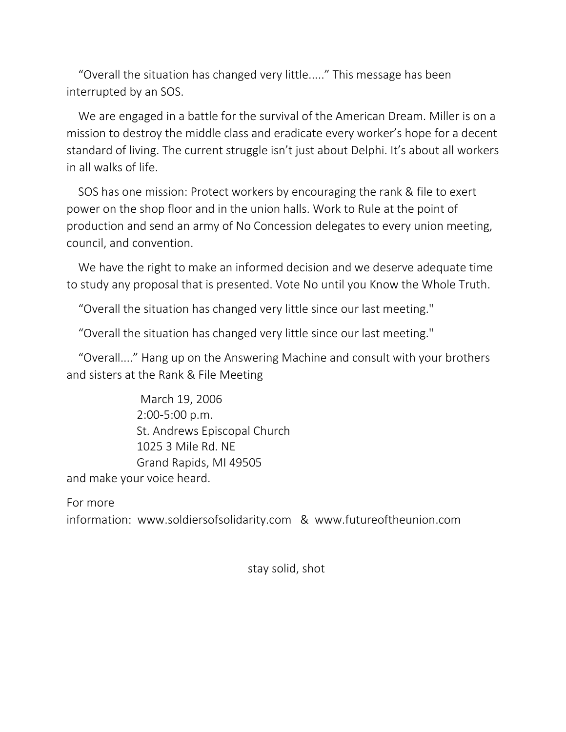“Overall the situation has changed very little.....” This message has been interrupted by an SOS.

We are engaged in a battle for the survival of the American Dream. Miller is on a mission to destroy the middle class and eradicate every worker’s hope for a decent standard of living. The current struggle isn’t just about Delphi. It’s about all workers in all walks of life.

SOS has one mission: Protect workers by encouraging the rank & file to exert power on the shop floor and in the union halls. Work to Rule at the point of production and send an army of No Concession delegates to every union meeting, council, and convention.

We have the right to make an informed decision and we deserve adequate time to study any proposal that is presented. Vote No until you Know the Whole Truth.

“Overall the situation has changed very little since our last meeting."

“Overall the situation has changed very little since our last meeting."

“Overall....” Hang up on the Answering Machine and consult with your brothers and sisters at the Rank & File Meeting

March 19, 2006
2:00-5:00 p.m.
St. Andrews Episcopal Church
1025 3 Mile Rd. NE
Grand Rapids, MI 49505

and make your voice heard.

For more information: www.soldiersofsolidarity.com & www.futureoftheunion.com

stay solid, shot